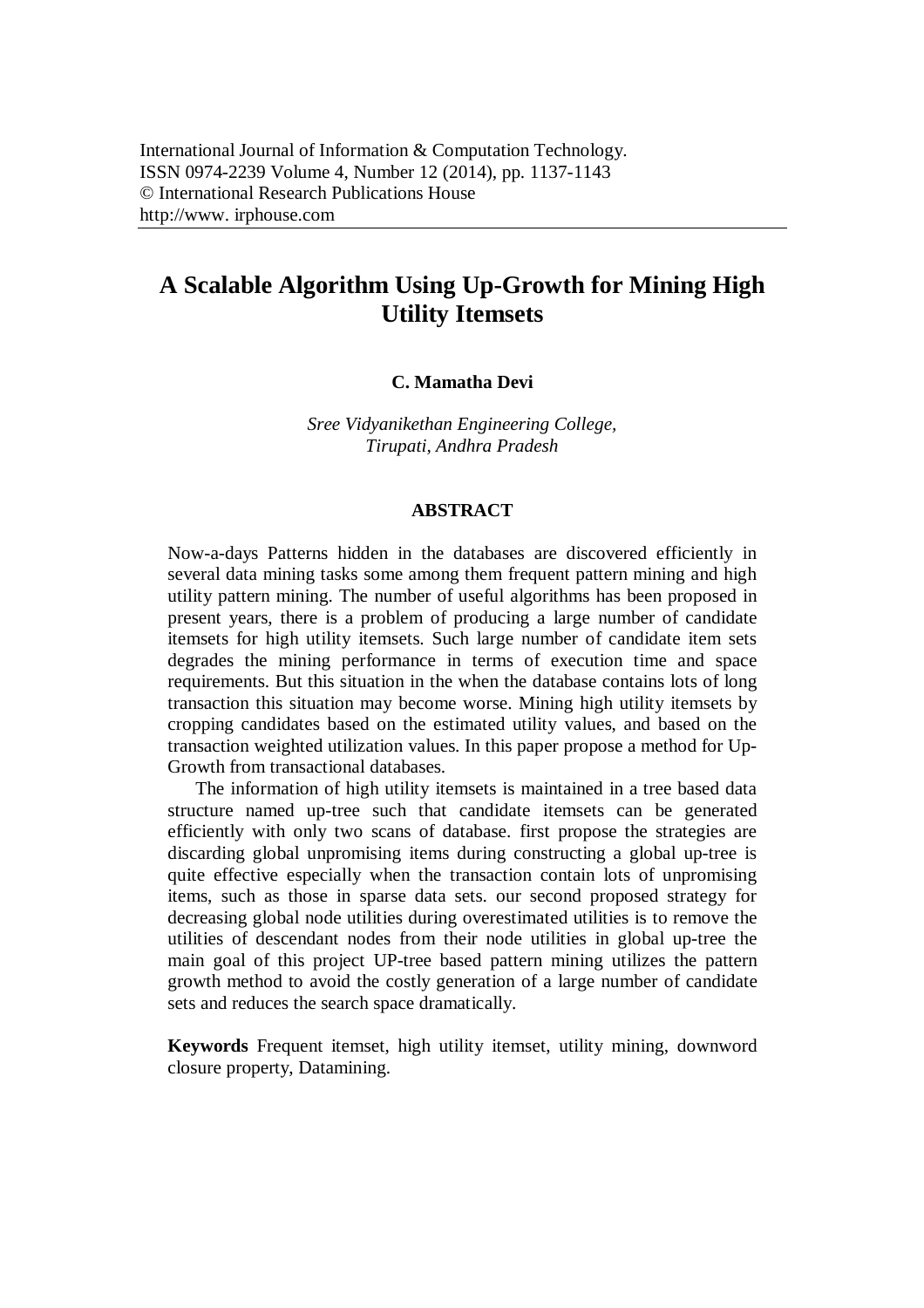International Journal of Information & Computation Technology.
ISSN 0974-2239 Volume 4, Number 12 (2014), pp. 1137-1143
© International Research Publications House
http://www. irphouse.com

# A Scalable Algorithm Using Up-Growth for Mining High Utility Itemsets

**C. Mamatha Devi**

*Sree Vidyanikethan Engineering College,*
*Tirupati, Andhra Pradesh*

## ABSTRACT

Now-a-days Patterns hidden in the databases are discovered efficiently in several data mining tasks some among them frequent pattern mining and high utility pattern mining. The number of useful algorithms has been proposed in present years, there is a problem of producing a large number of candidate itemsets for high utility itemsets. Such large number of candidate item sets degrades the mining performance in terms of execution time and space requirements. But this situation in the when the database contains lots of long transaction this situation may become worse. Mining high utility itemsets by cropping candidates based on the estimated utility values, and based on the transaction weighted utilization values. In this paper propose a method for Up-Growth from transactional databases.

The information of high utility itemsets is maintained in a tree based data structure named up-tree such that candidate itemsets can be generated efficiently with only two scans of database. first propose the strategies are discarding global unpromising items during constructing a global up-tree is quite effective especially when the transaction contain lots of unpromising items, such as those in sparse data sets. our second proposed strategy for decreasing global node utilities during overestimated utilities is to remove the utilities of descendant nodes from their node utilities in global up-tree the main goal of this project UP-tree based pattern mining utilizes the pattern growth method to avoid the costly generation of a large number of candidate sets and reduces the search space dramatically.

**Keywords** Frequent itemset, high utility itemset, utility mining, downword closure property, Datamining.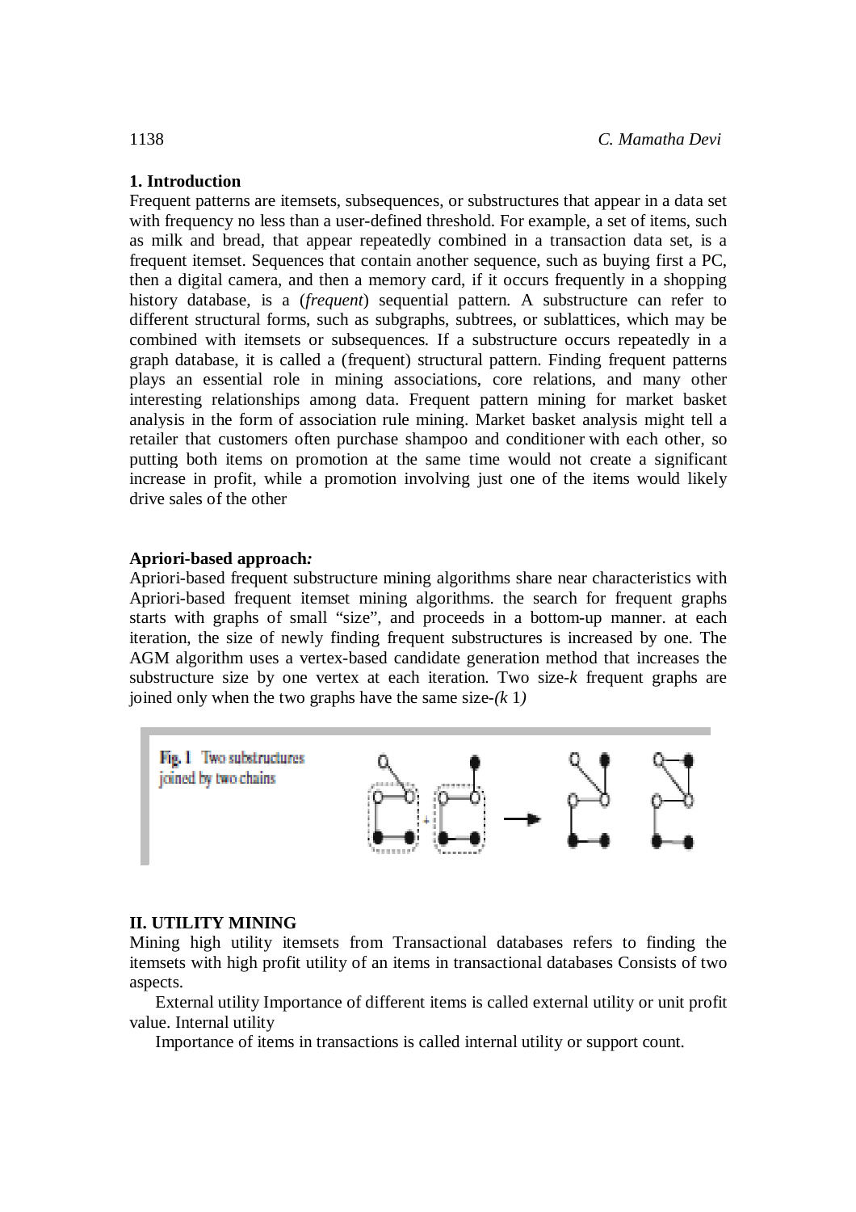## 1. Introduction

Frequent patterns are itemsets, subsequences, or substructures that appear in a data set with frequency no less than a user-defined threshold. For example, a set of items, such as milk and bread, that appear repeatedly combined in a transaction data set, is a frequent itemset. Sequences that contain another sequence, such as buying first a PC, then a digital camera, and then a memory card, if it occurs frequently in a shopping history database, is a (*frequent*) sequential pattern. A substructure can refer to different structural forms, such as subgraphs, subtrees, or sublattices, which may be combined with itemsets or subsequences. If a substructure occurs repeatedly in a graph database, it is called a (frequent) structural pattern. Finding frequent patterns plays an essential role in mining associations, core relations, and many other interesting relationships among data. Frequent pattern mining for market basket analysis in the form of association rule mining. Market basket analysis might tell a retailer that customers often purchase shampoo and conditioner with each other, so putting both items on promotion at the same time would not create a significant increase in profit, while a promotion involving just one of the items would likely drive sales of the other

**Apriori-based approach*:***

Apriori-based frequent substructure mining algorithms share near characteristics with Apriori-based frequent itemset mining algorithms. the search for frequent graphs starts with graphs of small "size", and proceeds in a bottom-up manner. at each iteration, the size of newly finding frequent substructures is increased by one. The AGM algorithm uses a vertex-based candidate generation method that increases the substructure size by one vertex at each iteration. Two size-*k* frequent graphs are joined only when the two graphs have the same size-*(k* 1*)*

Fig. 1 Two substructures joined by two chains

## II. UTILITY MINING

Mining high utility itemsets from Transactional databases refers to finding the itemsets with high profit utility of an items in transactional databases Consists of two aspects.

External utility Importance of different items is called external utility or unit profit value. Internal utility

Importance of items in transactions is called internal utility or support count.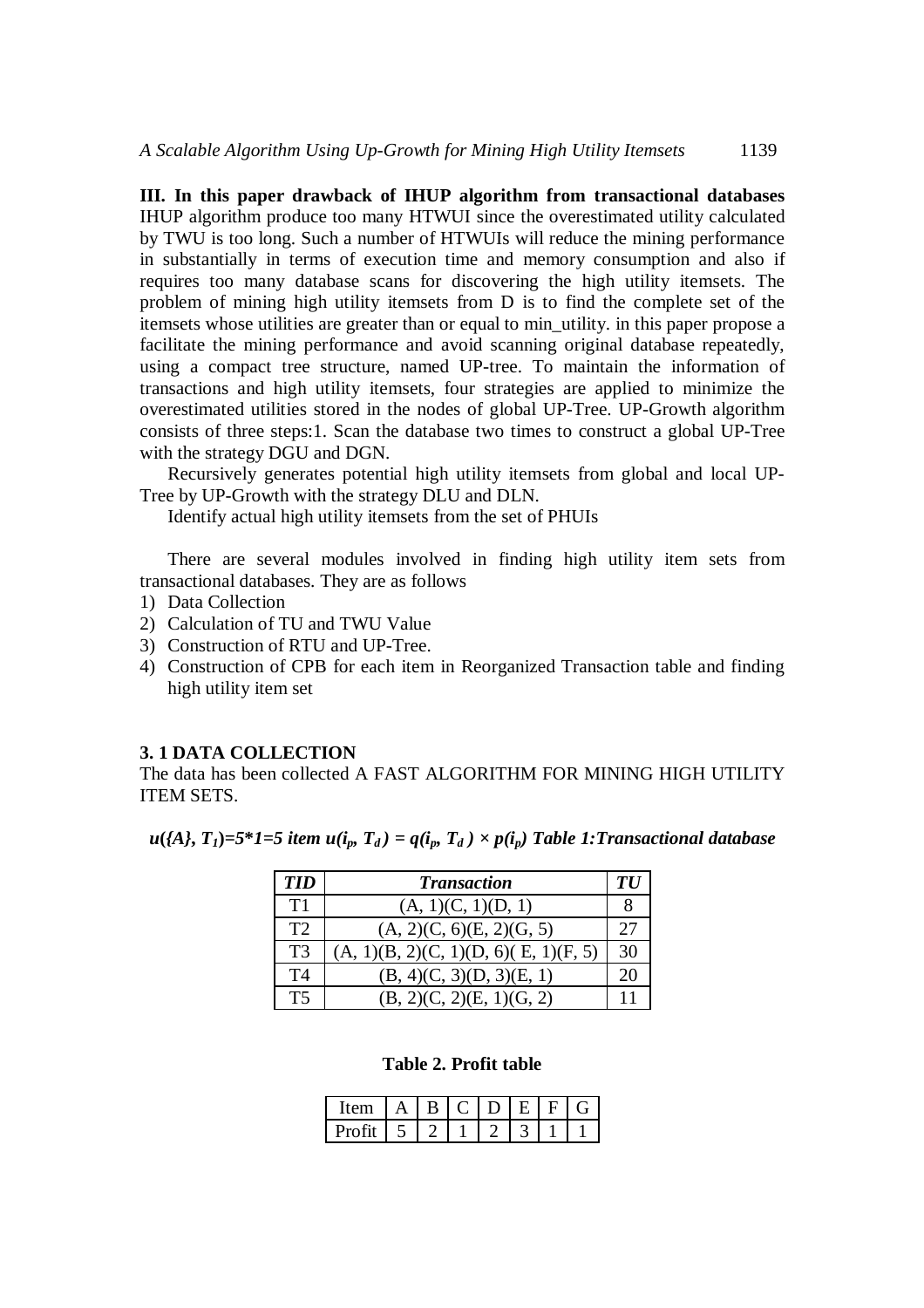**III. In this paper drawback of IHUP algorithm from transactional databases** IHUP algorithm produce too many HTWUI since the overestimated utility calculated by TWU is too long. Such a number of HTWUIs will reduce the mining performance in substantially in terms of execution time and memory consumption and also if requires too many database scans for discovering the high utility itemsets. The problem of mining high utility itemsets from D is to find the complete set of the itemsets whose utilities are greater than or equal to min_utility. in this paper propose a facilitate the mining performance and avoid scanning original database repeatedly, using a compact tree structure, named UP-tree. To maintain the information of transactions and high utility itemsets, four strategies are applied to minimize the overestimated utilities stored in the nodes of global UP-Tree. UP-Growth algorithm consists of three steps:1. Scan the database two times to construct a global UP-Tree with the strategy DGU and DGN.

Recursively generates potential high utility itemsets from global and local UP-Tree by UP-Growth with the strategy DLU and DLN.

Identify actual high utility itemsets from the set of PHUIs

There are several modules involved in finding high utility item sets from transactional databases. They are as follows

1) Data Collection
2) Calculation of TU and TWU Value
3) Construction of RTU and UP-Tree.
4) Construction of CPB for each item in Reorganized Transaction table and finding high utility item set

### 3. 1 DATA COLLECTION

The data has been collected A FAST ALGORITHM FOR MINING HIGH UTILITY ITEM SETS.

***$u(\{A\}, T_1)=5*1=5$ item $u(i_p, T_d) = q(i_p, T_d) \times p(i_p)$ Table 1:Transactional database***

| *TID* | *Transaction* | *TU* |
|---|---|---|
| T1 | (A, 1)(C, 1)(D, 1) | 8 |
| T2 | (A, 2)(C, 6)(E, 2)(G, 5) | 27 |
| T3 | (A, 1)(B, 2)(C, 1)(D, 6)( E, 1)(F, 5) | 30 |
| T4 | (B, 4)(C, 3)(D, 3)(E, 1) | 20 |
| T5 | (B, 2)(C, 2)(E, 1)(G, 2) | 11 |

**Table 2. Profit table**

| Item | A | B | C | D | E | F | G |
|---|---|---|---|---|---|---|---|
| Profit | 5 | 2 | 1 | 2 | 3 | 1 | 1 |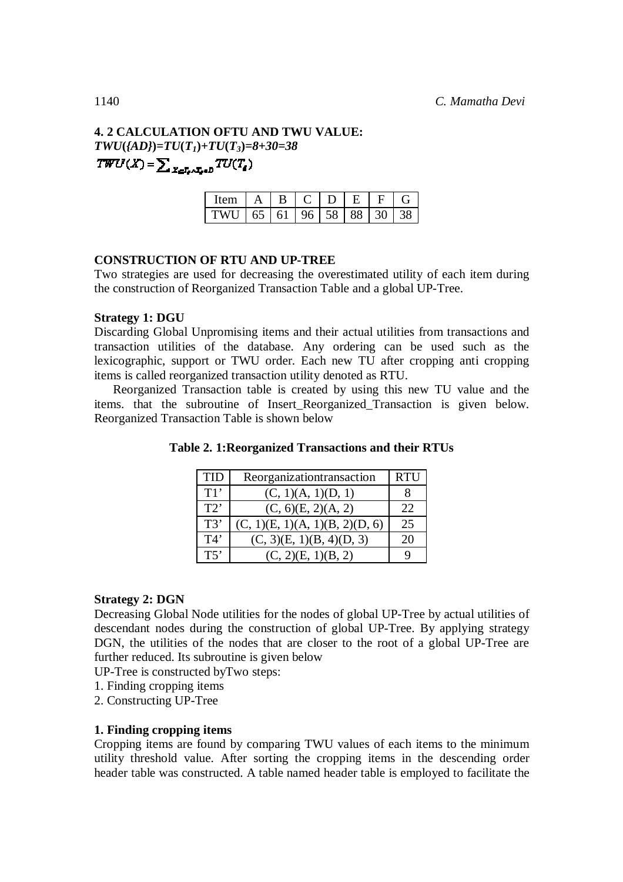### 4. 2 CALCULATION OFTU AND TWU VALUE:

***TWU({AD})=TU(T₁)+TU(T₃)=8+30=38***

$$TWU(X) = \sum_{X \subseteq T_d \wedge T_d \in D} TU(T_d)$$

| Item | A | B | C | D | E | F | G |
|---|---|---|---|---|---|---|---|
| TWU | 65 | 61 | 96 | 58 | 88 | 30 | 38 |

### CONSTRUCTION OF RTU AND UP-TREE

Two strategies are used for decreasing the overestimated utility of each item during the construction of Reorganized Transaction Table and a global UP-Tree.

**Strategy 1: DGU**

Discarding Global Unpromising items and their actual utilities from transactions and transaction utilities of the database. Any ordering can be used such as the lexicographic, support or TWU order. Each new TU after cropping anti cropping items is called reorganized transaction utility denoted as RTU.

Reorganized Transaction table is created by using this new TU value and the items. that the subroutine of Insert_Reorganized_Transaction is given below. Reorganized Transaction Table is shown below

**Table 2. 1:Reorganized Transactions and their RTUs**

| TID | Reorganizationtransaction | RTU |
|---|---|---|
| T1' | (C, 1)(A, 1)(D, 1) | 8 |
| T2' | (C, 6)(E, 2)(A, 2) | 22 |
| T3' | (C, 1)(E, 1)(A, 1)(B, 2)(D, 6) | 25 |
| T4' | (C, 3)(E, 1)(B, 4)(D, 3) | 20 |
| T5' | (C, 2)(E, 1)(B, 2) | 9 |

**Strategy 2: DGN**

Decreasing Global Node utilities for the nodes of global UP-Tree by actual utilities of descendant nodes during the construction of global UP-Tree. By applying strategy DGN, the utilities of the nodes that are closer to the root of a global UP-Tree are further reduced. Its subroutine is given below

UP-Tree is constructed byTwo steps:

1. Finding cropping items
2. Constructing UP-Tree

**1. Finding cropping items**

Cropping items are found by comparing TWU values of each items to the minimum utility threshold value. After sorting the cropping items in the descending order header table was constructed. A table named header table is employed to facilitate the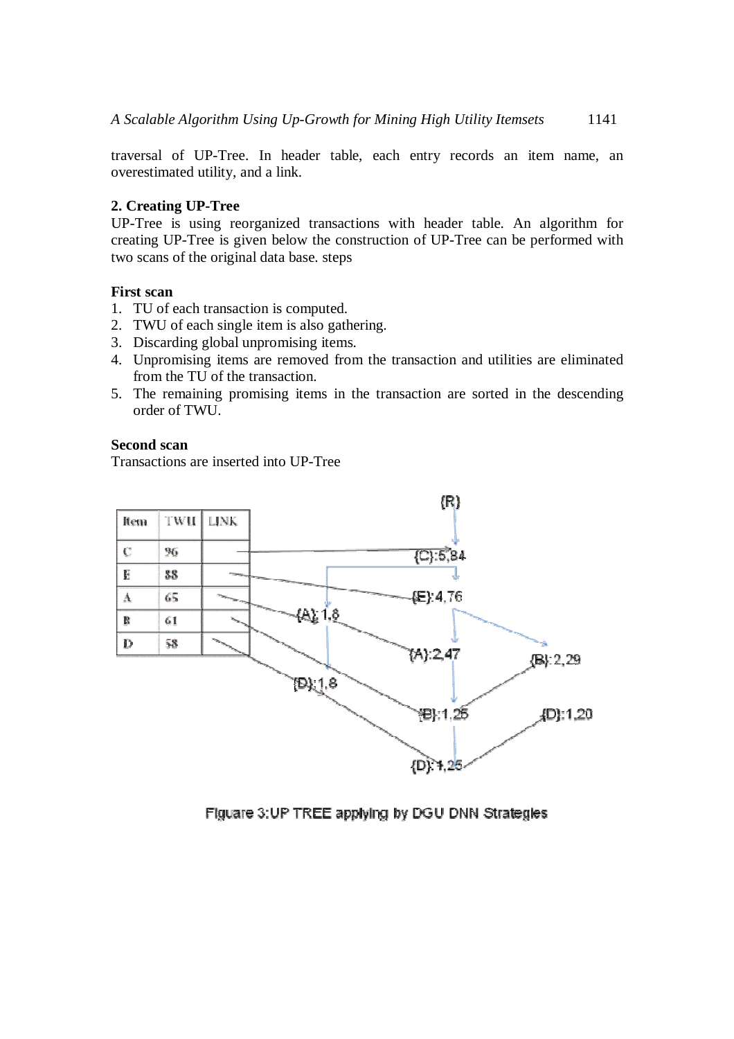traversal of UP-Tree. In header table, each entry records an item name, an overestimated utility, and a link.

**2. Creating UP-Tree**

UP-Tree is using reorganized transactions with header table. An algorithm for creating UP-Tree is given below the construction of UP-Tree can be performed with two scans of the original data base. steps

**First scan**

1. TU of each transaction is computed.
2. TWU of each single item is also gathering.
3. Discarding global unpromising items.
4. Unpromising items are removed from the transaction and utilities are eliminated from the TU of the transaction.
5. The remaining promising items in the transaction are sorted in the descending order of TWU.

**Second scan**

Transactions are inserted into UP-Tree

| Item | TWU | LINK |
|---|---|---|
| C | 96 | |
| E | 88 | |
| A | 65 | |
| B | 61 | |
| D | 58 | |

{R}

{C}:5,84

{E}:4,76

{A}:1,8

{A}:2,47

{B}:2,29

{D}:1,8

{B}:1,25

{D}:1,20

{D}:1,25

Figuare 3:UP TREE applying by DGU DNN Strategies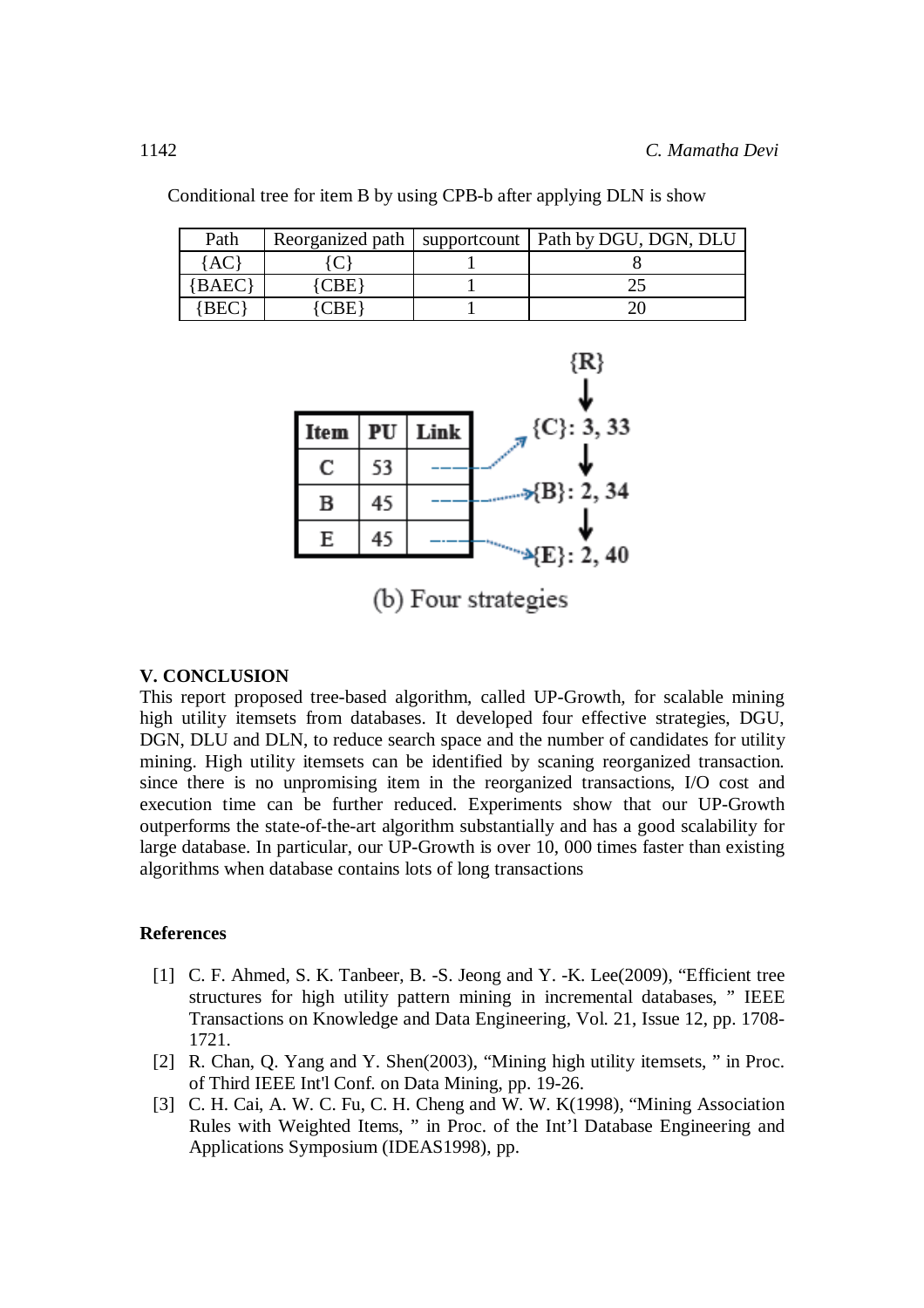Conditional tree for item B by using CPB-b after applying DLN is show

| Path | Reorganized path | supportcount | Path by DGU, DGN, DLU |
|---|---|---|---|
| {AC} | {C} | 1 | 8 |
| {BAEC} | {CBE} | 1 | 25 |
| {BEC} | {CBE} | 1 | 20 |

| Item | PU | Link |
|---|---|---|
| C | 53 | |
| B | 45 | |
| E | 45 | |

{R} → {C}: 3, 33 → {B}: 2, 34 → {E}: 2, 40

(b) Four strategies

## V. CONCLUSION

This report proposed tree-based algorithm, called UP-Growth, for scalable mining high utility itemsets from databases. It developed four effective strategies, DGU, DGN, DLU and DLN, to reduce search space and the number of candidates for utility mining. High utility itemsets can be identified by scaning reorganized transaction. since there is no unpromising item in the reorganized transactions, I/O cost and execution time can be further reduced. Experiments show that our UP-Growth outperforms the state-of-the-art algorithm substantially and has a good scalability for large database. In particular, our UP-Growth is over 10, 000 times faster than existing algorithms when database contains lots of long transactions

## References

[1] C. F. Ahmed, S. K. Tanbeer, B. -S. Jeong and Y. -K. Lee(2009), "Efficient tree structures for high utility pattern mining in incremental databases, " IEEE Transactions on Knowledge and Data Engineering, Vol. 21, Issue 12, pp. 1708-1721.

[2] R. Chan, Q. Yang and Y. Shen(2003), "Mining high utility itemsets, " in Proc. of Third IEEE Int'l Conf. on Data Mining, pp. 19-26.

[3] C. H. Cai, A. W. C. Fu, C. H. Cheng and W. W. K(1998), "Mining Association Rules with Weighted Items, " in Proc. of the Int'l Database Engineering and Applications Symposium (IDEAS1998), pp.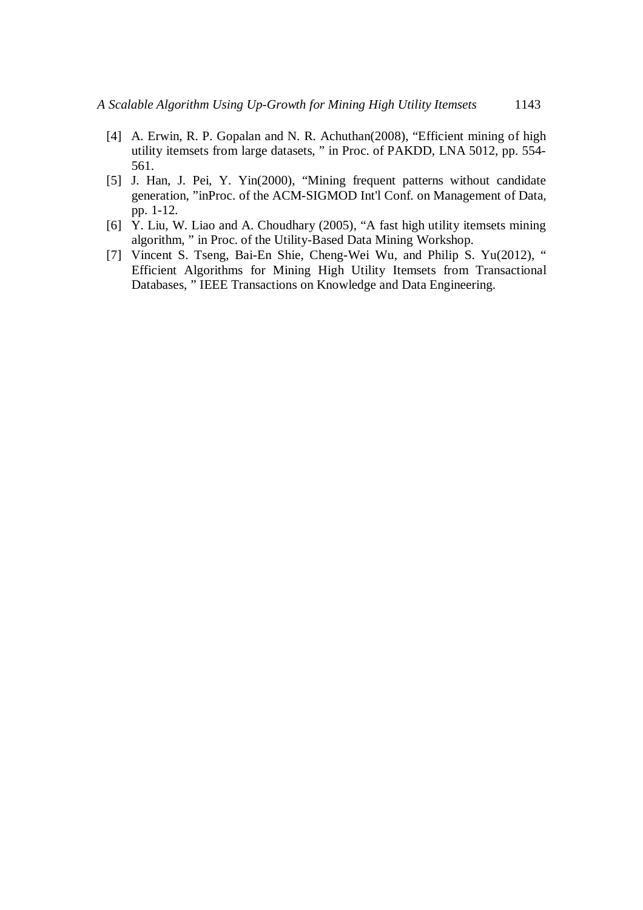[4] A. Erwin, R. P. Gopalan and N. R. Achuthan(2008), “Efficient mining of high utility itemsets from large datasets, ” in Proc. of PAKDD, LNA 5012, pp. 554-561.

[5] J. Han, J. Pei, Y. Yin(2000), “Mining frequent patterns without candidate generation, ”inProc. of the ACM-SIGMOD Int'l Conf. on Management of Data, pp. 1-12.

[6] Y. Liu, W. Liao and A. Choudhary (2005), “A fast high utility itemsets mining algorithm, ” in Proc. of the Utility-Based Data Mining Workshop.

[7] Vincent S. Tseng, Bai-En Shie, Cheng-Wei Wu, and Philip S. Yu(2012), “ Efficient Algorithms for Mining High Utility Itemsets from Transactional Databases, ” IEEE Transactions on Knowledge and Data Engineering.